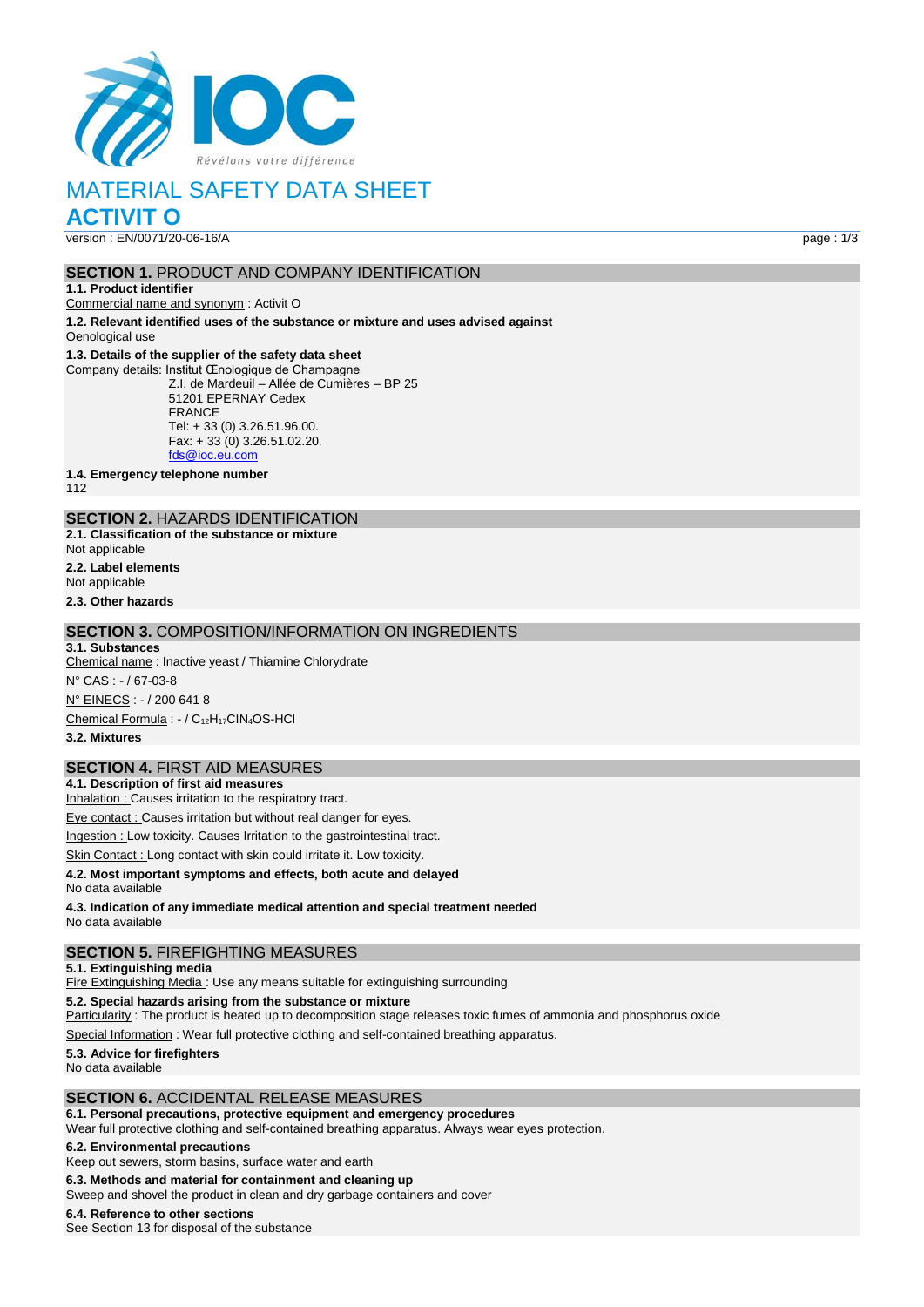# MATERIAL SAFETY DATA SHEET

## ACTIVIT O

version : EN/0071/20-06-16/A

## SECTION 1. PRODUCT AND COMPANY IDENTIFICATION

**1.1. Product identifier**

Commercial name and synonym : Activit O

**1.2. Relevant identified uses of the substance or mixture and uses advised against**

Oenological use

**1.3. Details of the supplier of the safety data sheet**

Company details: Institut Œnologique de Champagne
Z.I. de Mardeuil – Allée de Cumières – BP 25
51201 EPERNAY Cedex
FRANCE
Tel: + 33 (0) 3.26.51.96.00.
Fax: + 33 (0) 3.26.51.02.20.
fds@ioc.eu.com

**1.4. Emergency telephone number**

112

## SECTION 2. HAZARDS IDENTIFICATION

**2.1. Classification of the substance or mixture**

Not applicable

**2.2. Label elements**

Not applicable

**2.3. Other hazards**

## SECTION 3. COMPOSITION/INFORMATION ON INGREDIENTS

**3.1. Substances**

Chemical name : Inactive yeast / Thiamine Chlorydrate

N° CAS : - / 67-03-8

N° EINECS : - / 200 641 8

Chemical Formula : - / $C_{12}H_{17}ClN_4OS$-HCl

**3.2. Mixtures**

## SECTION 4. FIRST AID MEASURES

**4.1. Description of first aid measures**

Inhalation : Causes irritation to the respiratory tract.

Eye contact : Causes irritation but without real danger for eyes.

Ingestion : Low toxicity. Causes Irritation to the gastrointestinal tract.

Skin Contact : Long contact with skin could irritate it. Low toxicity.

**4.2. Most important symptoms and effects, both acute and delayed**

No data available

**4.3. Indication of any immediate medical attention and special treatment needed**

No data available

## SECTION 5. FIREFIGHTING MEASURES

**5.1. Extinguishing media**

Fire Extinguishing Media : Use any means suitable for extinguishing surrounding

**5.2. Special hazards arising from the substance or mixture**

Particularity : The product is heated up to decomposition stage releases toxic fumes of ammonia and phosphorus oxide

Special Information : Wear full protective clothing and self-contained breathing apparatus.

**5.3. Advice for firefighters**

No data available

## SECTION 6. ACCIDENTAL RELEASE MEASURES

**6.1. Personal precautions, protective equipment and emergency procedures**

Wear full protective clothing and self-contained breathing apparatus. Always wear eyes protection.

**6.2. Environmental precautions**

Keep out sewers, storm basins, surface water and earth

**6.3. Methods and material for containment and cleaning up**

Sweep and shovel the product in clean and dry garbage containers and cover

**6.4. Reference to other sections**

See Section 13 for disposal of the substance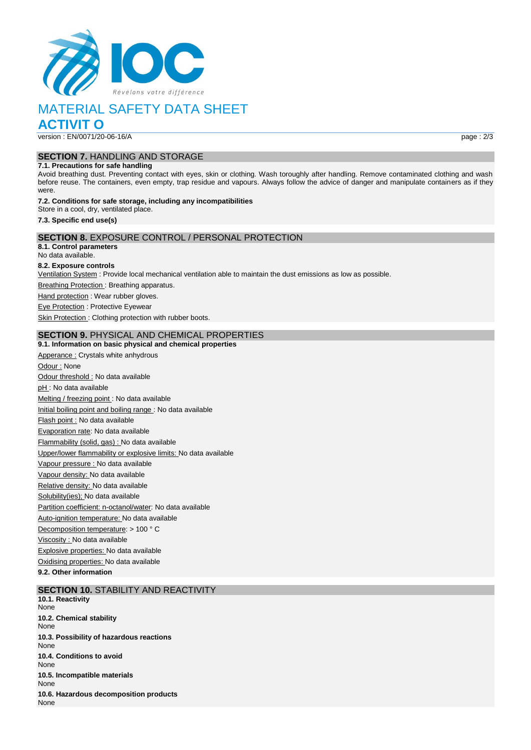# MATERIAL SAFETY DATA SHEET

# ACTIVIT O

version : EN/0071/20-06-16/A

## SECTION 7. HANDLING AND STORAGE

**7.1. Precautions for safe handling**

Avoid breathing dust. Preventing contact with eyes, skin or clothing. Wash toroughly after handling. Remove contaminated clothing and wash before reuse. The containers, even empty, trap residue and vapours. Always follow the advice of danger and manipulate containers as if they were.

**7.2. Conditions for safe storage, including any incompatibilities**

Store in a cool, dry, ventilated place.

**7.3. Specific end use(s)**

## SECTION 8. EXPOSURE CONTROL / PERSONAL PROTECTION

**8.1. Control parameters**

No data available.

**8.2. Exposure controls**

Ventilation System : Provide local mechanical ventilation able to maintain the dust emissions as low as possible.

Breathing Protection : Breathing apparatus.

Hand protection : Wear rubber gloves.

Eye Protection : Protective Eyewear

Skin Protection : Clothing protection with rubber boots.

## SECTION 9. PHYSICAL AND CHEMICAL PROPERTIES

**9.1. Information on basic physical and chemical properties**

Apperance : Crystals white anhydrous

Odour : None

Odour threshold : No data available

pH : No data available

Melting / freezing point : No data available

Initial boiling point and boiling range : No data available

Flash point : No data available

Evaporation rate: No data available

Flammability (solid, gas) : No data available

Upper/lower flammability or explosive limits: No data available

Vapour pressure : No data available

Vapour density: No data available

Relative density: No data available

Solubility(ies); No data available

Partition coefficient: n-octanol/water: No data available

Auto-ignition temperature: No data available

Decomposition temperature: > 100 ° C

Viscosity : No data available

Explosive properties: No data available

Oxidising properties: No data available

**9.2. Other information**

## SECTION 10. STABILITY AND REACTIVITY

**10.1. Reactivity**

None

**10.2. Chemical stability**

None

**10.3. Possibility of hazardous reactions**

None

**10.4. Conditions to avoid**

None

**10.5. Incompatible materials**

None

**10.6. Hazardous decomposition products**

None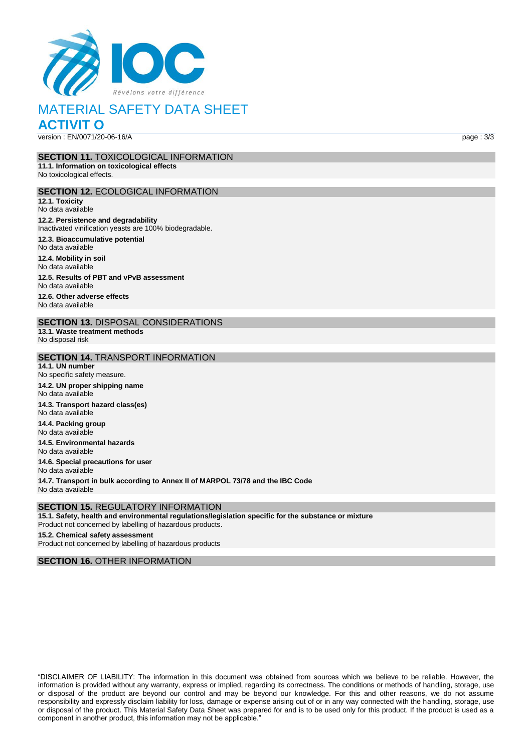# MATERIAL SAFETY DATA SHEET

# ACTIVIT O

version : EN/0071/20-06-16/A

## SECTION 11. TOXICOLOGICAL INFORMATION

**11.1. Information on toxicological effects**

No toxicological effects.

## SECTION 12. ECOLOGICAL INFORMATION

**12.1. Toxicity**

No data available

**12.2. Persistence and degradability**

Inactivated vinification yeasts are 100% biodegradable.

**12.3. Bioaccumulative potential**

No data available

**12.4. Mobility in soil**

No data available

**12.5. Results of PBT and vPvB assessment**

No data available

**12.6. Other adverse effects**

No data available

## SECTION 13. DISPOSAL CONSIDERATIONS

**13.1. Waste treatment methods**

No disposal risk

## SECTION 14. TRANSPORT INFORMATION

**14.1. UN number**

No specific safety measure.

**14.2. UN proper shipping name**

No data available

**14.3. Transport hazard class(es)**

No data available

**14.4. Packing group**

No data available

**14.5. Environmental hazards**

No data available

**14.6. Special precautions for user**

No data available

**14.7. Transport in bulk according to Annex II of MARPOL 73/78 and the IBC Code**

No data available

## SECTION 15. REGULATORY INFORMATION

**15.1. Safety, health and environmental regulations/legislation specific for the substance or mixture**

Product not concerned by labelling of hazardous products.

**15.2. Chemical safety assessment**

Product not concerned by labelling of hazardous products

## SECTION 16. OTHER INFORMATION

"DISCLAIMER OF LIABILITY: The information in this document was obtained from sources which we believe to be reliable. However, the information is provided without any warranty, express or implied, regarding its correctness. The conditions or methods of handling, storage, use or disposal of the product are beyond our control and may be beyond our knowledge. For this and other reasons, we do not assume responsibility and expressly disclaim liability for loss, damage or expense arising out of or in any way connected with the handling, storage, use or disposal of the product. This Material Safety Data Sheet was prepared for and is to be used only for this product. If the product is used as a component in another product, this information may not be applicable."